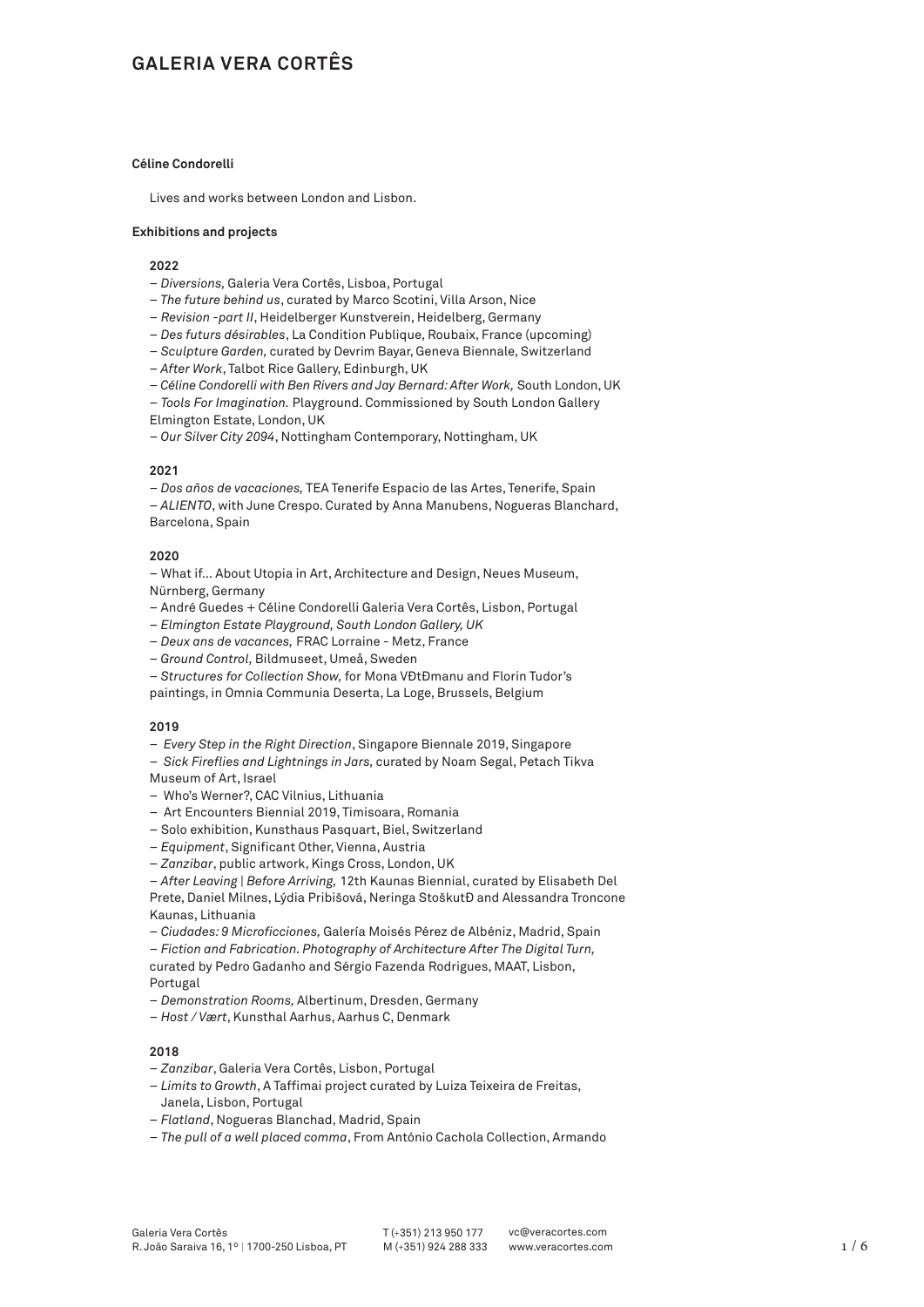# GALERIA VERA CORTÊS

**Céline Condorelli**

Lives and works between London and Lisbon.

**Exhibitions and projects**

**2022**

– *Diversions,* Galeria Vera Cortês, Lisboa, Portugal
– *The future behind us*, curated by Marco Scotini, Villa Arson, Nice
– *Revision -part II*, Heidelberger Kunstverein, Heidelberg, Germany
– *Des futurs désirables*, La Condition Publique, Roubaix, France (upcoming)
– *Sculpture Garden,* curated by Devrim Bayar, Geneva Biennale, Switzerland
– *After Work*, Talbot Rice Gallery, Edinburgh, UK
– *Céline Condorelli with Ben Rivers and Jay Bernard: After Work,* South London, UK
– *Tools For Imagination.* Playground. Commissioned by South London Gallery Elmington Estate, London, UK
– *Our Silver City 2094*, Nottingham Contemporary, Nottingham, UK

**2021**

– *Dos años de vacaciones,* TEA Tenerife Espacio de las Artes, Tenerife, Spain
– *ALIENTO*, with June Crespo. Curated by Anna Manubens, Nogueras Blanchard, Barcelona, Spain

**2020**

– What if... About Utopia in Art, Architecture and Design, Neues Museum, Nürnberg, Germany
– André Guedes + Céline Condorelli Galeria Vera Cortês, Lisbon, Portugal
– *Elmington Estate Playground, South London Gallery, UK*
– *Deux ans de vacances,* FRAC Lorraine - Metz, France
– *Ground Control,* Bildmuseet, Umeå, Sweden
– *Structures for Collection Show,* for Mona VĐtĐmanu and Florin Tudor's paintings, in Omnia Communia Deserta, La Loge, Brussels, Belgium

**2019**

– *Every Step in the Right Direction*, Singapore Biennale 2019, Singapore
– *Sick Fireflies and Lightnings in Jars,* curated by Noam Segal, Petach Tikva Museum of Art, Israel
– Who's Werner?, CAC Vilnius, Lithuania
– Art Encounters Biennial 2019, Timisoara, Romania
– Solo exhibition, Kunsthaus Pasquart, Biel, Switzerland
– *Equipment*, Significant Other, Vienna, Austria
– *Zanzibar*, public artwork, Kings Cross, London, UK
– *After Leaving | Before Arriving,* 12th Kaunas Biennial, curated by Elisabeth Del Prete, Daniel Milnes, Lýdia Pribišová, Neringa StoškutĐ and Alessandra Troncone Kaunas, Lithuania
– *Ciudades: 9 Microficciones,* Galería Moisés Pérez de Albéniz, Madrid, Spain
– *Fiction and Fabrication. Photography of Architecture After The Digital Turn,* curated by Pedro Gadanho and Sérgio Fazenda Rodrigues, MAAT, Lisbon, Portugal
– *Demonstration Rooms,* Albertinum, Dresden, Germany
– *Host / Vært*, Kunsthal Aarhus, Aarhus C, Denmark

**2018**

– *Zanzibar*, Galeria Vera Cortês, Lisbon, Portugal
– *Limits to Growth*, A Taffimai project curated by Luiza Teixeira de Freitas, Janela, Lisbon, Portugal
– *Flatland*, Nogueras Blanchad, Madrid, Spain
– *The pull of a well placed comma*, From António Cachola Collection, Armando

Galeria Vera Cortês
R. João Saraiva 16, 1º | 1700-250 Lisboa, PT
T (+351) 213 950 177
M (+351) 924 288 333
vc@veracortes.com
www.veracortes.com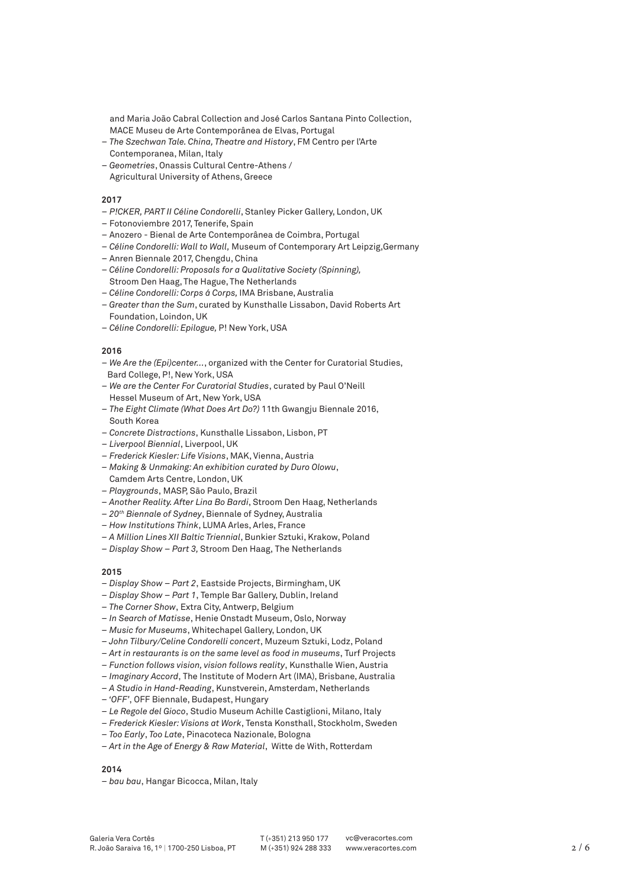and Maria João Cabral Collection and José Carlos Santana Pinto Collection, MACE Museu de Arte Contemporânea de Elvas, Portugal
– *The Szechwan Tale. China, Theatre and History*, FM Centro per l'Arte Contemporanea, Milan, Italy
– *Geometries*, Onassis Cultural Centre-Athens / Agricultural University of Athens, Greece

**2017**
– *P!CKER, PART II Céline Condorelli*, Stanley Picker Gallery, London, UK
– Fotonoviembre 2017, Tenerife, Spain
– Anozero - Bienal de Arte Contemporânea de Coimbra, Portugal
– *Céline Condorelli: Wall to Wall,* Museum of Contemporary Art Leipzig,Germany
– Anren Biennale 2017, Chengdu, China
– *Céline Condorelli: Proposals for a Qualitative Society (Spinning),* Stroom Den Haag, The Hague, The Netherlands
– *Céline Condorelli: Corps á Corps,* IMA Brisbane, Australia
– *Greater than the Sum*, curated by Kunsthalle Lissabon, David Roberts Art Foundation, Loindon, UK
– *Céline Condorelli: Epilogue,* P! New York, USA

**2016**
– *We Are the (Epi)center...*, organized with the Center for Curatorial Studies, Bard College, P!, New York, USA
– *We are the Center For Curatorial Studies*, curated by Paul O'Neill Hessel Museum of Art, New York, USA
– *The Eight Climate (What Does Art Do?)* 11th Gwangju Biennale 2016, South Korea
– *Concrete Distractions*, Kunsthalle Lissabon, Lisbon, PT
– *Liverpool Biennial*, Liverpool, UK
– *Frederick Kiesler: Life Visions*, MAK, Vienna, Austria
– *Making & Unmaking: An exhibition curated by Duro Olowu*, Camdem Arts Centre, London, UK
– *Playgrounds*, MASP, São Paulo, Brazil
– *Another Reality. After Lina Bo Bardi*, Stroom Den Haag, Netherlands
– *20th Biennale of Sydney*, Biennale of Sydney, Australia
– *How Institutions Think*, LUMA Arles, Arles, France
– *A Million Lines XII Baltic Triennial*, Bunkier Sztuki, Krakow, Poland
– *Display Show – Part 3,* Stroom Den Haag, The Netherlands

**2015**
– *Display Show – Part 2*, Eastside Projects, Birmingham, UK
– *Display Show – Part 1*, Temple Bar Gallery, Dublin, Ireland
– *The Corner Show*, Extra City, Antwerp, Belgium
– *In Search of Matisse*, Henie Onstadt Museum, Oslo, Norway
– *Music for Museums*, Whitechapel Gallery, London, UK
– *John Tilbury/Celine Condorelli concert*, Muzeum Sztuki, Lodz, Poland
– *Art in restaurants is on the same level as food in museums*, Turf Projects
– *Function follows vision, vision follows reality*, Kunsthalle Wien, Austria
– *Imaginary Accord*, The Institute of Modern Art (IMA), Brisbane, Australia
– *A Studio in Hand-Reading*, Kunstverein, Amsterdam, Netherlands
– *'OFF'*, OFF Biennale, Budapest, Hungary
– *Le Regole del Gioco*, Studio Museum Achille Castiglioni, Milano, Italy
– *Frederick Kiesler: Visions at Work*, Tensta Konsthall, Stockholm, Sweden
– *Too Early*, *Too Late*, Pinacoteca Nazionale, Bologna
– *Art in the Age of Energy & Raw Material*, Witte de With, Rotterdam

**2014**
– *bau bau*, Hangar Bicocca, Milan, Italy

Galeria Vera Cortês
R. João Saraiva 16, 1º | 1700-250 Lisboa, PT
T (+351) 213 950 177
M (+351) 924 288 333
vc@veracortes.com
www.veracortes.com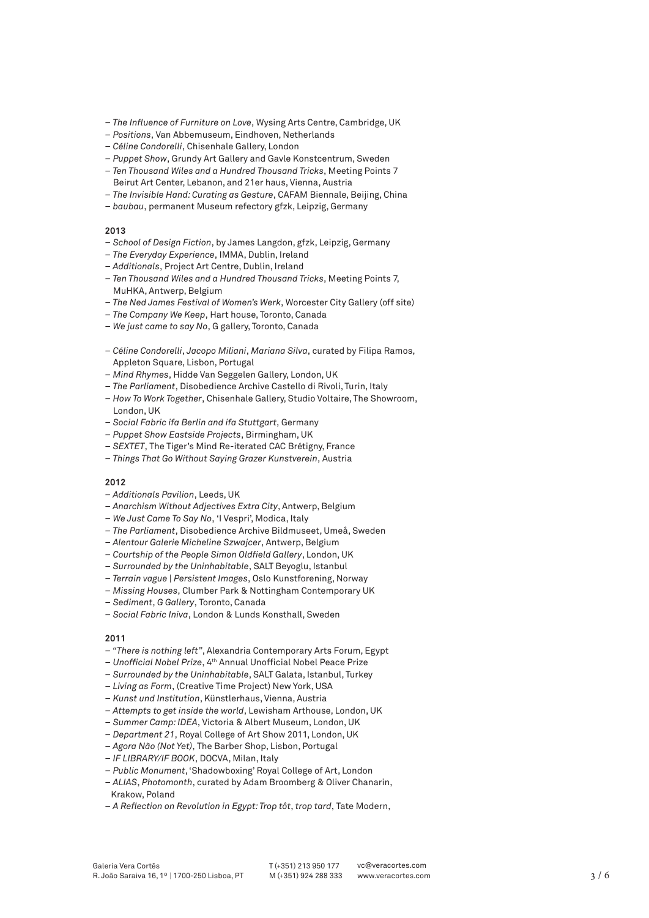– *The Influence of Furniture on Love*, Wysing Arts Centre, Cambridge, UK
– *Positions*, Van Abbemuseum, Eindhoven, Netherlands
– *Céline Condorelli*, Chisenhale Gallery, London
– *Puppet Show*, Grundy Art Gallery and Gavle Konstcentrum, Sweden
– *Ten Thousand Wiles and a Hundred Thousand Tricks*, Meeting Points 7 Beirut Art Center, Lebanon, and 21er haus, Vienna, Austria
– *The Invisible Hand: Curating as Gesture*, CAFAM Biennale, Beijing, China
– *baubau*, permanent Museum refectory gfzk, Leipzig, Germany

**2013**

– *School of Design Fiction*, by James Langdon, gfzk, Leipzig, Germany
– *The Everyday Experience*, IMMA, Dublin, Ireland
– *Additionals*, Project Art Centre, Dublin, Ireland
– *Ten Thousand Wiles and a Hundred Thousand Tricks*, Meeting Points 7, MuHKA, Antwerp, Belgium
– *The Ned James Festival of Women's Werk*, Worcester City Gallery (off site)
– *The Company We Keep*, Hart house, Toronto, Canada
– *We just came to say No*, G gallery, Toronto, Canada

– *Céline Condorelli*, *Jacopo Miliani*, *Mariana Silva*, curated by Filipa Ramos, Appleton Square, Lisbon, Portugal
– *Mind Rhymes*, Hidde Van Seggelen Gallery, London, UK
– *The Parliament*, Disobedience Archive Castello di Rivoli, Turin, Italy
– *How To Work Together*, Chisenhale Gallery, Studio Voltaire, The Showroom, London, UK
– *Social Fabric ifa Berlin and ifa Stuttgart*, Germany
– *Puppet Show Eastside Projects*, Birmingham, UK
– *SEXTET*, The Tiger's Mind Re-iterated CAC Brétigny, France
– *Things That Go Without Saying Grazer Kunstverein*, Austria

**2012**

– *Additionals Pavilion*, Leeds, UK
– *Anarchism Without Adjectives Extra City*, Antwerp, Belgium
– *We Just Came To Say No*, 'I Vespri', Modica, Italy
– *The Parliament*, Disobedience Archive Bildmuseet, Umeå, Sweden
– *Alentour Galerie Micheline Szwajcer*, Antwerp, Belgium
– *Courtship of the People Simon Oldfield Gallery*, London, UK
– *Surrounded by the Uninhabitable*, SALT Beyoglu, Istanbul
– *Terrain vague | Persistent Images*, Oslo Kunstforening, Norway
– *Missing Houses*, Clumber Park & Nottingham Contemporary UK
– *Sediment*, *G Gallery*, Toronto, Canada
– *Social Fabric Iniva*, London & Lunds Konsthall, Sweden

**2011**

– *"There is nothing left"*, Alexandria Contemporary Arts Forum, Egypt
– *Unofficial Nobel Prize*, 4th Annual Unofficial Nobel Peace Prize
– *Surrounded by the Uninhabitable*, SALT Galata, Istanbul, Turkey
– *Living as Form*, (Creative Time Project) New York, USA
– *Kunst und Institution*, Künstlerhaus, Vienna, Austria
– *Attempts to get inside the world*, Lewisham Arthouse, London, UK
– *Summer Camp: IDEA*, Victoria & Albert Museum, London, UK
– *Department 21*, Royal College of Art Show 2011, London, UK
– *Agora Não (Not Yet)*, The Barber Shop, Lisbon, Portugal
– *IF LIBRARY/IF BOOK*, DOCVA, Milan, Italy
– *Public Monument*, 'Shadowboxing' Royal College of Art, London
– *ALIAS*, *Photomonth*, curated by Adam Broomberg & Oliver Chanarin, Krakow, Poland
– *A Reflection on Revolution in Egypt: Trop tôt*, *trop tard*, Tate Modern,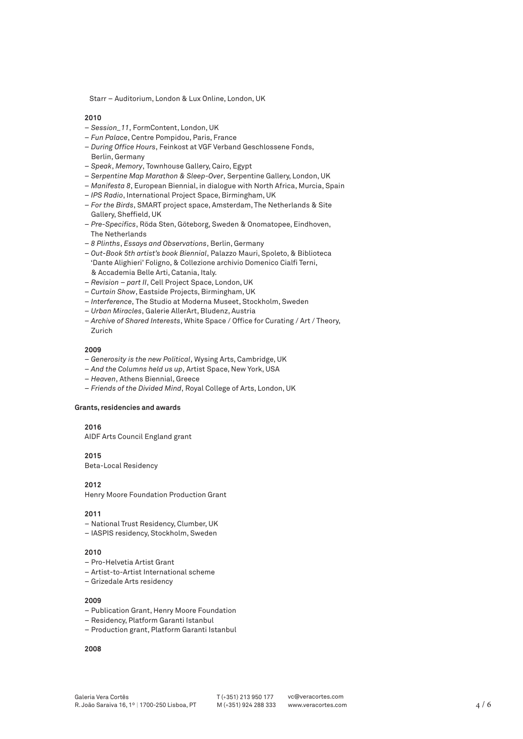Starr – Auditorium, London & Lux Online, London, UK

**2010**

- *Session_11*, FormContent, London, UK
- *Fun Palace*, Centre Pompidou, Paris, France
- *During Office Hours*, Feinkost at VGF Verband Geschlossene Fonds, Berlin, Germany
- *Speak*, *Memory*, Townhouse Gallery, Cairo, Egypt
- *Serpentine Map Marathon & Sleep-Over*, Serpentine Gallery, London, UK
- *Manifesta 8*, European Biennial, in dialogue with North Africa, Murcia, Spain
- *IPS Radio*, International Project Space, Birmingham, UK
- *For the Birds*, SMART project space, Amsterdam, The Netherlands & Site Gallery, Sheffield, UK
- *Pre-Specifics*, Röda Sten, Göteborg, Sweden & Onomatopee, Eindhoven, The Netherlands
- *8 Plinths*, *Essays and Observations*, Berlin, Germany
- *Out-Book 5th artist's book Biennial*, Palazzo Mauri, Spoleto, & Biblioteca 'Dante Alighieri' Foligno, & Collezione archivio Domenico Cialfi Terni, & Accademia Belle Arti, Catania, Italy.
- *Revision – part II*, Cell Project Space, London, UK
- *Curtain Show*, Eastside Projects, Birmingham, UK
- *Interference*, The Studio at Moderna Museet, Stockholm, Sweden
- *Urban Miracles*, Galerie AllerArt, Bludenz, Austria
- *Archive of Shared Interests*, White Space / Office for Curating / Art / Theory, Zurich

**2009**

- *Generosity is the new Political*, Wysing Arts, Cambridge, UK
- *And the Columns held us up*, Artist Space, New York, USA
- *Heaven*, Athens Biennial, Greece
- *Friends of the Divided Mind*, Royal College of Arts, London, UK

**Grants, residencies and awards**

**2016**

AIDF Arts Council England grant

**2015**

Beta-Local Residency

**2012**

Henry Moore Foundation Production Grant

**2011**

- National Trust Residency, Clumber, UK
- IASPIS residency, Stockholm, Sweden

**2010**

- Pro-Helvetia Artist Grant
- Artist-to-Artist International scheme
- Grizedale Arts residency

**2009**

- Publication Grant, Henry Moore Foundation
- Residency, Platform Garanti Istanbul
- Production grant, Platform Garanti Istanbul

**2008**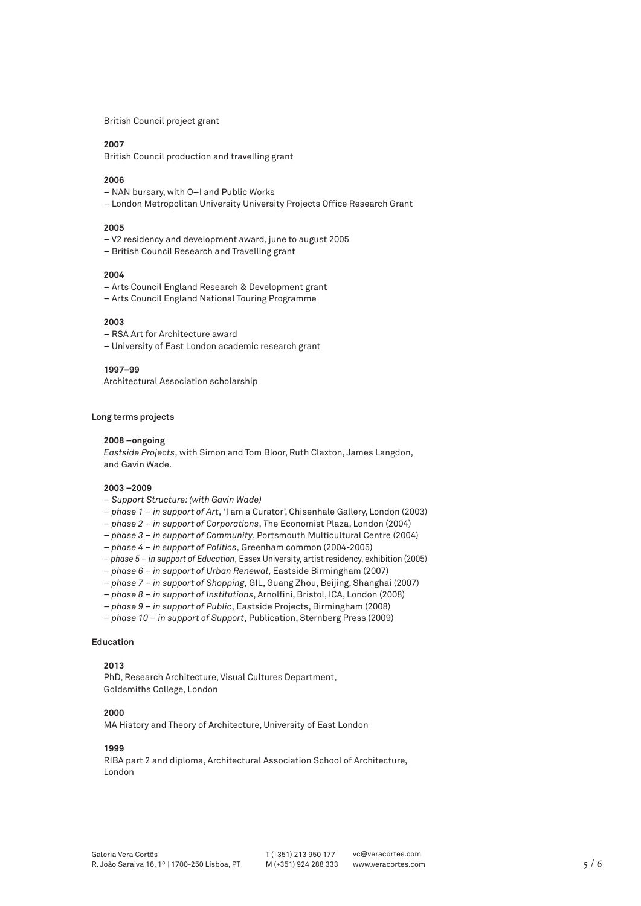British Council project grant

**2007**

British Council production and travelling grant

**2006**

– NAN bursary, with O+I and Public Works
– London Metropolitan University University Projects Office Research Grant

**2005**

– V2 residency and development award, june to august 2005
– British Council Research and Travelling grant

**2004**

– Arts Council England Research & Development grant
– Arts Council England National Touring Programme

**2003**

– RSA Art for Architecture award
– University of East London academic research grant

**1997–99**

Architectural Association scholarship

## Long terms projects

**2008 –ongoing**

*Eastside Projects*, with Simon and Tom Bloor, Ruth Claxton, James Langdon, and Gavin Wade.

**2003 –2009**

– *Support Structure: (with Gavin Wade)*
– *phase 1 – in support of Art*, 'I am a Curator', Chisenhale Gallery, London (2003)
– *phase 2 – in support of Corporations*, The Economist Plaza, London (2004)
– *phase 3 – in support of Community*, Portsmouth Multicultural Centre (2004)
– *phase 4 – in support of Politics*, Greenham common (2004-2005)
– *phase 5 – in support of Education*, Essex University, artist residency, exhibition (2005)
– *phase 6 – in support of Urban Renewal*, Eastside Birmingham (2007)
– *phase 7 – in support of Shopping*, GIL, Guang Zhou, Beijing, Shanghai (2007)
– *phase 8 – in support of Institutions*, Arnolfini, Bristol, ICA, London (2008)
– *phase 9 – in support of Public*, Eastside Projects, Birmingham (2008)
– *phase 10 – in support of Support*, Publication, Sternberg Press (2009)

## Education

**2013**

PhD, Research Architecture, Visual Cultures Department, Goldsmiths College, London

**2000**

MA History and Theory of Architecture, University of East London

**1999**

RIBA part 2 and diploma, Architectural Association School of Architecture, London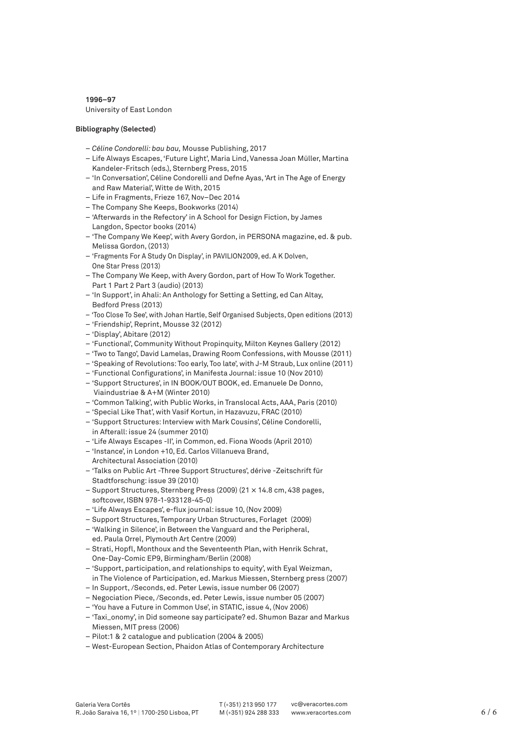**1996–97**
University of East London

**Bibliography (Selected)**

- *Céline Condorelli: bau bau,* Mousse Publishing, 2017
- Life Always Escapes, 'Future Light', Maria Lind, Vanessa Joan Müller, Martina Kandeler-Fritsch (eds.), Sternberg Press, 2015
- 'In Conversation', Céline Condorelli and Defne Ayas, 'Art in The Age of Energy and Raw Material', Witte de With, 2015
- Life in Fragments, Frieze 167, Nov–Dec 2014
- The Company She Keeps, Bookworks (2014)
- 'Afterwards in the Refectory' in A School for Design Fiction, by James Langdon, Spector books (2014)
- 'The Company We Keep', with Avery Gordon, in PERSONA magazine, ed. & pub. Melissa Gordon, (2013)
- 'Fragments For A Study On Display', in PAVILION2009, ed. A K Dolven, One Star Press (2013)
- The Company We Keep, with Avery Gordon, part of How To Work Together. Part 1 Part 2 Part 3 (audio) (2013)
- 'In Support', in Ahali: An Anthology for Setting a Setting, ed Can Altay, Bedford Press (2013)
- 'Too Close To See', with Johan Hartle, Self Organised Subjects, Open editions (2013)
- 'Friendship', Reprint, Mousse 32 (2012)
- 'Display', Abitare (2012)
- 'Functional', Community Without Propinquity, Milton Keynes Gallery (2012)
- 'Two to Tango', David Lamelas, Drawing Room Confessions, with Mousse (2011)
- 'Speaking of Revolutions: Too early, Too late', with J-M Straub, Lux online (2011)
- 'Functional Configurations', in Manifesta Journal: issue 10 (Nov 2010)
- 'Support Structures', in IN BOOK/OUT BOOK, ed. Emanuele De Donno, Viaindustriae & A+M (Winter 2010)
- 'Common Talking', with Public Works, in Translocal Acts, AAA, Paris (2010)
- 'Special Like That', with Vasif Kortun, in Hazavuzu, FRAC (2010)
- 'Support Structures: Interview with Mark Cousins', Céline Condorelli, in Afterall: issue 24 (summer 2010)
- 'Life Always Escapes -II', in Common, ed. Fiona Woods (April 2010)
- 'Instance', in London +10, Ed. Carlos Villanueva Brand, Architectural Association (2010)
- 'Talks on Public Art -Three Support Structures', dérive -Zeitschrift für Stadtforschung: issue 39 (2010)
- Support Structures, Sternberg Press (2009) (21 × 14.8 cm, 438 pages, softcover, ISBN 978-1-933128-45-0)
- 'Life Always Escapes', e-flux journal: issue 10, (Nov 2009)
- Support Structures, Temporary Urban Structures, Forlaget (2009)
- 'Walking in Silence', in Between the Vanguard and the Peripheral, ed. Paula Orrel, Plymouth Art Centre (2009)
- Strati, Hopfl, Monthoux and the Seventeenth Plan, with Henrik Schrat, One-Day-Comic EP9, Birmingham/Berlin (2008)
- 'Support, participation, and relationships to equity', with Eyal Weizman, in The Violence of Participation, ed. Markus Miessen, Sternberg press (2007)
- In Support, /Seconds, ed. Peter Lewis, issue number 06 (2007)
- Negociation Piece, /Seconds, ed. Peter Lewis, issue number 05 (2007)
- 'You have a Future in Common Use', in STATIC, issue 4, (Nov 2006)
- 'Taxi_onomy', in Did someone say participate? ed. Shumon Bazar and Markus Miessen, MIT press (2006)
- Pilot:1 & 2 catalogue and publication (2004 & 2005)
- West-European Section, Phaidon Atlas of Contemporary Architecture

Galeria Vera Cortês
R. João Saraiva 16, 1º | 1700-250 Lisboa, PT
T (+351) 213 950 177
M (+351) 924 288 333
vc@veracortes.com
www.veracortes.com